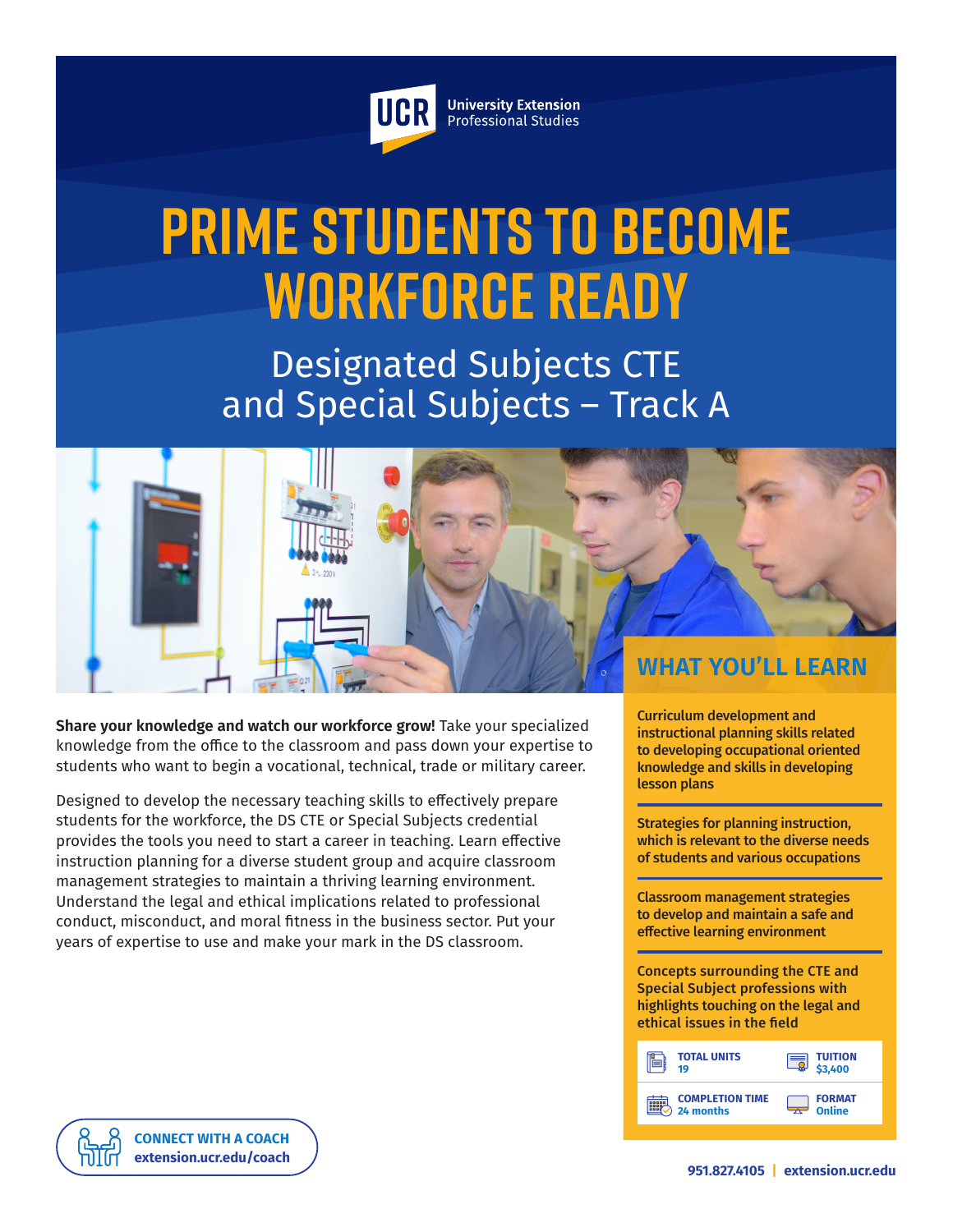UCR University Extension Professional Studies

# PRIME STUDENTS TO BECOME WORKFORCE READY

## Designated Subjects CTE and Special Subjects – Track A

**Share your knowledge and watch our workforce grow!** Take your specialized knowledge from the office to the classroom and pass down your expertise to students who want to begin a vocational, technical, trade or military career.

Designed to develop the necessary teaching skills to effectively prepare students for the workforce, the DS CTE or Special Subjects credential provides the tools you need to start a career in teaching. Learn effective instruction planning for a diverse student group and acquire classroom management strategies to maintain a thriving learning environment. Understand the legal and ethical implications related to professional conduct, misconduct, and moral fitness in the business sector. Put your years of expertise to use and make your mark in the DS classroom.

## WHAT YOU'LL LEARN

- **Curriculum development and instructional planning skills related to developing occupational oriented knowledge and skills in developing lesson plans**
- **Strategies for planning instruction, which is relevant to the diverse needs of students and various occupations**
- **Classroom management strategies to develop and maintain a safe and effective learning environment**
- **Concepts surrounding the CTE and Special Subject professions with highlights touching on the legal and ethical issues in the field**

| | |
|---|---|
| **TOTAL UNITS** 19 | **TUITION** $3,400 |
| **COMPLETION TIME** 24 months | **FORMAT** Online |

**CONNECT WITH A COACH**
**extension.ucr.edu/coach**

**951.827.4105 | extension.ucr.edu**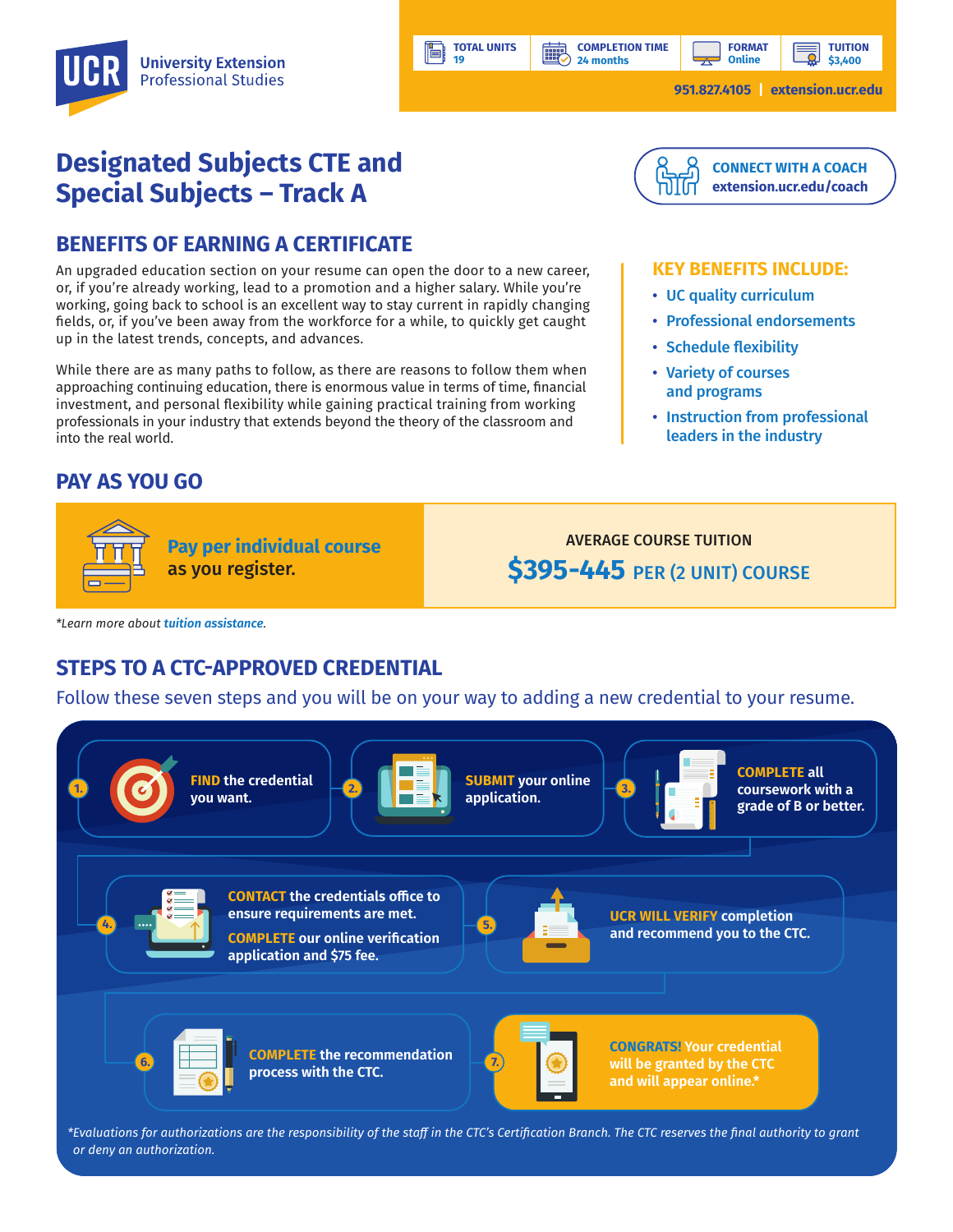# UCR University Extension Professional Studies

| TOTAL UNITS | COMPLETION TIME | FORMAT | TUITION |
| --- | --- | --- | --- |
| 19 | 24 months | Online | $3,400 |

951.827.4105 | extension.ucr.edu

# Designated Subjects CTE and Special Subjects – Track A

**CONNECT WITH A COACH**
extension.ucr.edu/coach

## BENEFITS OF EARNING A CERTIFICATE

An upgraded education section on your resume can open the door to a new career, or, if you're already working, lead to a promotion and a higher salary. While you're working, going back to school is an excellent way to stay current in rapidly changing fields, or, if you've been away from the workforce for a while, to quickly get caught up in the latest trends, concepts, and advances.

While there are as many paths to follow, as there are reasons to follow them when approaching continuing education, there is enormous value in terms of time, financial investment, and personal flexibility while gaining practical training from working professionals in your industry that extends beyond the theory of the classroom and into the real world.

### KEY BENEFITS INCLUDE:

- UC quality curriculum
- Professional endorsements
- Schedule flexibility
- Variety of courses and programs
- Instruction from professional leaders in the industry

## PAY AS YOU GO

**Pay per individual course** as you register.

AVERAGE COURSE TUITION
**$395-445** PER (2 UNIT) COURSE

*Learn more about tuition assistance.*

## STEPS TO A CTC-APPROVED CREDENTIAL

Follow these seven steps and you will be on your way to adding a new credential to your resume.

1. **FIND** the credential you want.
2. **SUBMIT** your online application.
3. **COMPLETE** all coursework with a grade of B or better.
4. **CONTACT** the credentials office to ensure requirements are met. **COMPLETE** our online verification application and $75 fee.
5. **UCR WILL VERIFY** completion and recommend you to the CTC.
6. **COMPLETE** the recommendation process with the CTC.
7. **CONGRATS!** Your credential will be granted by the CTC and will appear online.*

*\*Evaluations for authorizations are the responsibility of the staff in the CTC's Certification Branch. The CTC reserves the final authority to grant or deny an authorization.*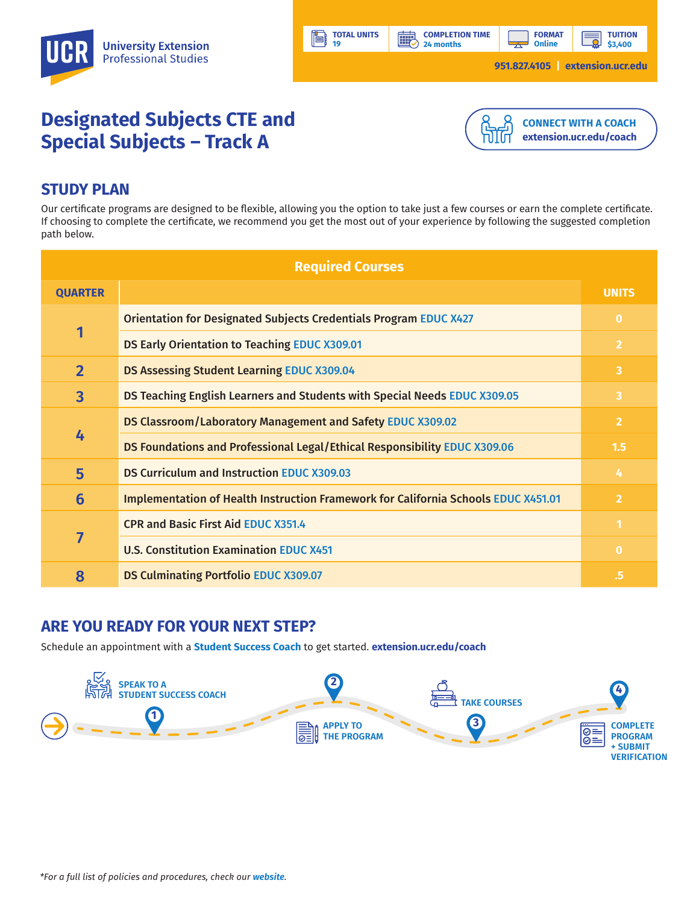UCR University Extension Professional Studies

| TOTAL UNITS | COMPLETION TIME | FORMAT | TUITION |
|---|---|---|---|
| 19 | 24 months | Online | $3,400 |

951.827.4105 | extension.ucr.edu

# Designated Subjects CTE and Special Subjects – Track A

**CONNECT WITH A COACH**
**extension.ucr.edu/coach**

## STUDY PLAN

Our certificate programs are designed to be flexible, allowing you the option to take just a few courses or earn the complete certificate. If choosing to complete the certificate, we recommend you get the most out of your experience by following the suggested completion path below.

**Required Courses**

| QUARTER | | UNITS |
|---|---|---|
| 1 | Orientation for Designated Subjects Credentials Program EDUC X427 | 0 |
| | DS Early Orientation to Teaching EDUC X309.01 | 2 |
| 2 | DS Assessing Student Learning EDUC X309.04 | 3 |
| 3 | DS Teaching English Learners and Students with Special Needs EDUC X309.05 | 3 |
| 4 | DS Classroom/Laboratory Management and Safety EDUC X309.02 | 2 |
| | DS Foundations and Professional Legal/Ethical Responsibility EDUC X309.06 | 1.5 |
| 5 | DS Curriculum and Instruction EDUC X309.03 | 4 |
| 6 | Implementation of Health Instruction Framework for California Schools EDUC X451.01 | 2 |
| 7 | CPR and Basic First Aid EDUC X351.4 | 1 |
| | U.S. Constitution Examination EDUC X451 | 0 |
| 8 | DS Culminating Portfolio EDUC X309.07 | .5 |

## ARE YOU READY FOR YOUR NEXT STEP?

Schedule an appointment with a **Student Success Coach** to get started. **extension.ucr.edu/coach**

1. SPEAK TO A STUDENT SUCCESS COACH
2. APPLY TO THE PROGRAM
3. TAKE COURSES
4. COMPLETE PROGRAM + SUBMIT VERIFICATION

*For a full list of policies and procedures, check our **website**.*